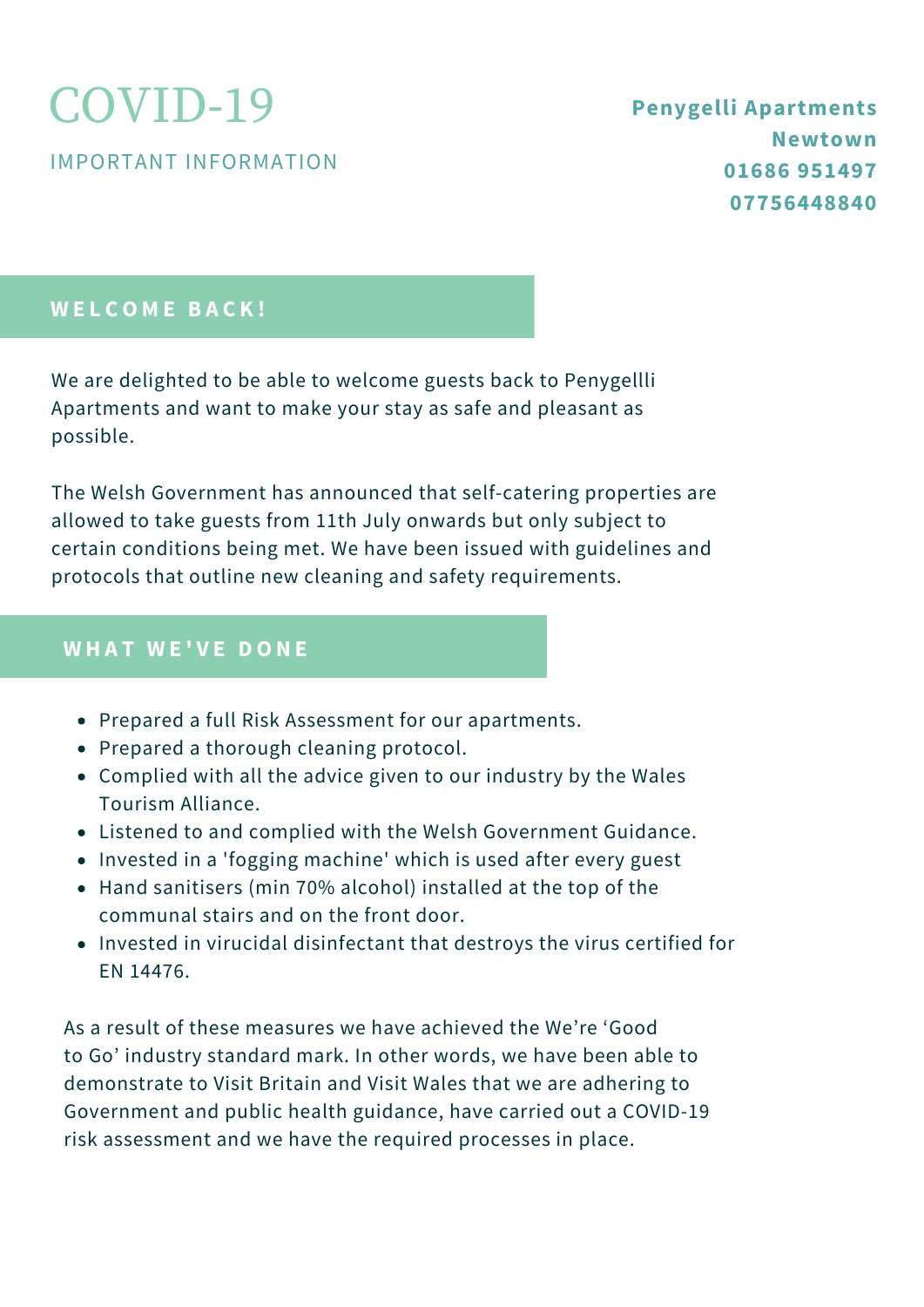# COVID-19

IMPORTANT INFORMATION

**Penygelli Apartments**
**Newtown**
**01686 951497**
**07756448840**

## WELCOME BACK!

We are delighted to be able to welcome guests back to Penygellli Apartments and want to make your stay as safe and pleasant as possible.

The Welsh Government has announced that self-catering properties are allowed to take guests from 11th July onwards but only subject to certain conditions being met. We have been issued with guidelines and protocols that outline new cleaning and safety requirements.

## WHAT WE'VE DONE

- Prepared a full Risk Assessment for our apartments.
- Prepared a thorough cleaning protocol.
- Complied with all the advice given to our industry by the Wales Tourism Alliance.
- Listened to and complied with the Welsh Government Guidance.
- Invested in a 'fogging machine' which is used after every guest
- Hand sanitisers (min 70% alcohol) installed at the top of the communal stairs and on the front door.
- Invested in virucidal disinfectant that destroys the virus certified for EN 14476.

As a result of these measures we have achieved the We're 'Good to Go' industry standard mark. In other words, we have been able to demonstrate to Visit Britain and Visit Wales that we are adhering to Government and public health guidance, have carried out a COVID-19 risk assessment and we have the required processes in place.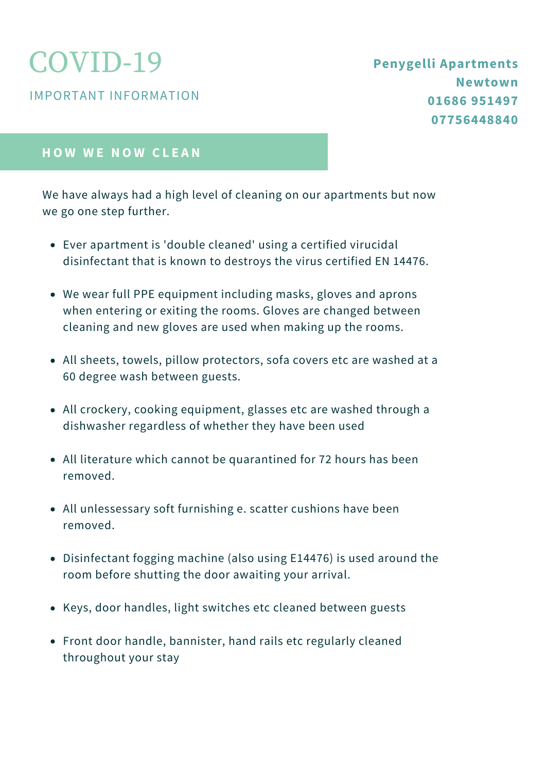# COVID-19

IMPORTANT INFORMATION

**Penygelli Apartments**
**Newtown**
**01686 951497**
**07756448840**

## HOW WE NOW CLEAN

We have always had a high level of cleaning on our apartments but now we go one step further.

- Ever apartment is 'double cleaned' using a certified virucidal disinfectant that is known to destroys the virus certified EN 14476.
- We wear full PPE equipment including masks, gloves and aprons when entering or exiting the rooms. Gloves are changed between cleaning and new gloves are used when making up the rooms.
- All sheets, towels, pillow protectors, sofa covers etc are washed at a 60 degree wash between guests.
- All crockery, cooking equipment, glasses etc are washed through a dishwasher regardless of whether they have been used
- All literature which cannot be quarantined for 72 hours has been removed.
- All unlessessary soft furnishing e. scatter cushions have been removed.
- Disinfectant fogging machine (also using E14476) is used around the room before shutting the door awaiting your arrival.
- Keys, door handles, light switches etc cleaned between guests
- Front door handle, bannister, hand rails etc regularly cleaned throughout your stay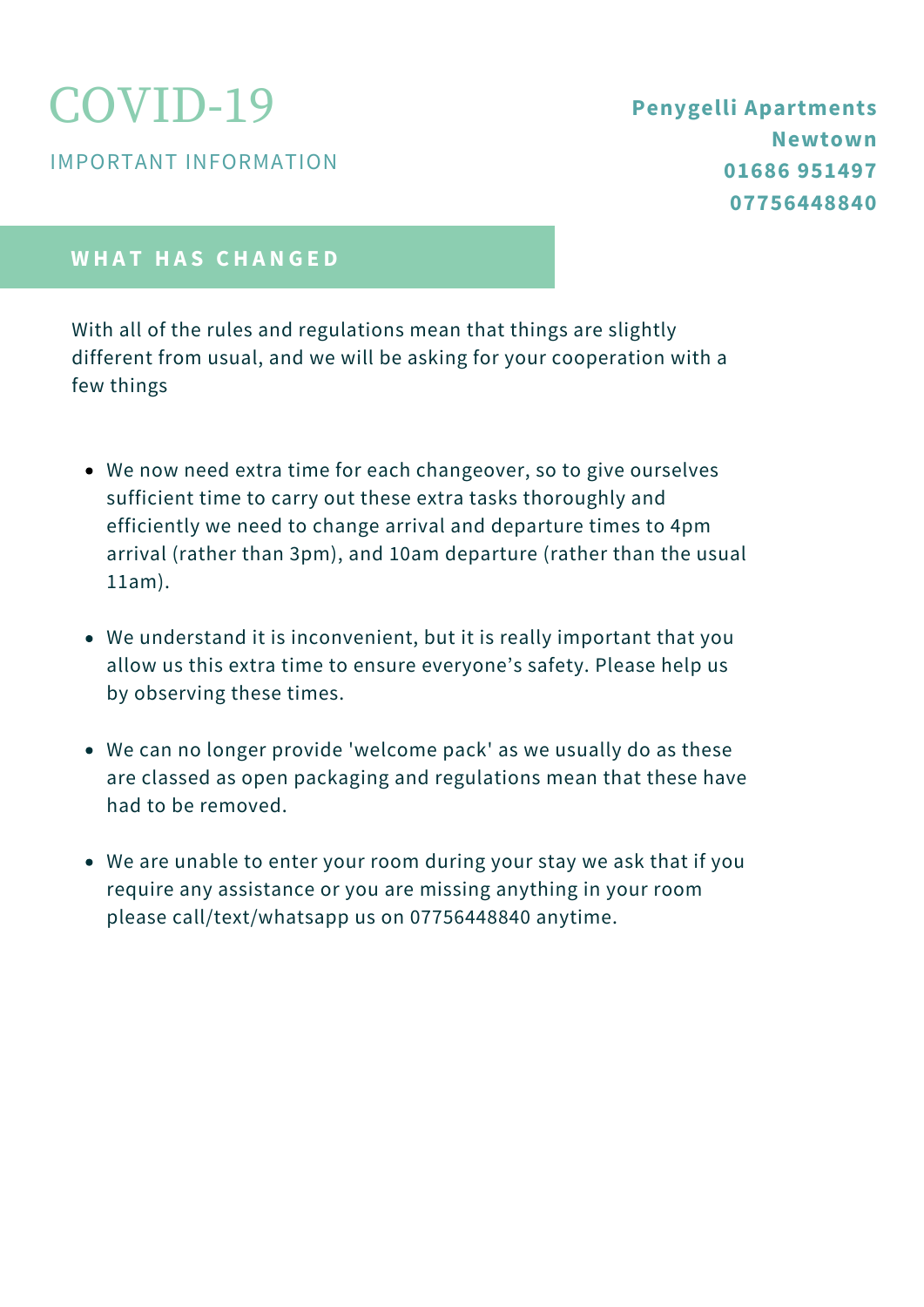# COVID-19

IMPORTANT INFORMATION

**Penygelli Apartments**
**Newtown**
**01686 951497**
**07756448840**

## WHAT HAS CHANGED

With all of the rules and regulations mean that things are slightly different from usual, and we will be asking for your cooperation with a few things

- We now need extra time for each changeover, so to give ourselves sufficient time to carry out these extra tasks thoroughly and efficiently we need to change arrival and departure times to 4pm arrival (rather than 3pm), and 10am departure (rather than the usual 11am).

- We understand it is inconvenient, but it is really important that you allow us this extra time to ensure everyone's safety. Please help us by observing these times.

- We can no longer provide 'welcome pack' as we usually do as these are classed as open packaging and regulations mean that these have had to be removed.

- We are unable to enter your room during your stay we ask that if you require any assistance or you are missing anything in your room please call/text/whatsapp us on 07756448840 anytime.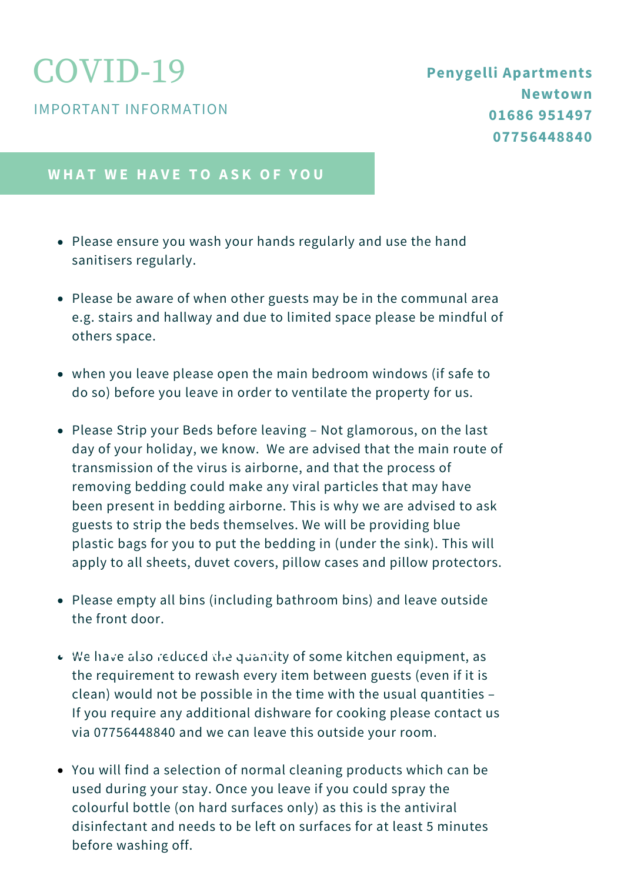# COVID-19

IMPORTANT INFORMATION

**Penygelli Apartments**
**Newtown**
**01686 951497**
**07756448840**

## WHAT WE HAVE TO ASK OF YOU

- Please ensure you wash your hands regularly and use the hand sanitisers regularly.
- Please be aware of when other guests may be in the communal area e.g. stairs and hallway and due to limited space please be mindful of others space.
- when you leave please open the main bedroom windows (if safe to do so) before you leave in order to ventilate the property for us.
- Please Strip your Beds before leaving – Not glamorous, on the last day of your holiday, we know. We are advised that the main route of transmission of the virus is airborne, and that the process of removing bedding could make any viral particles that may have been present in bedding airborne. This is why we are advised to ask guests to strip the beds themselves. We will be providing blue plastic bags for you to put the bedding in (under the sink). This will apply to all sheets, duvet covers, pillow cases and pillow protectors.
- Please empty all bins (including bathroom bins) and leave outside the front door.
- We have also reduced the quantity of some kitchen equipment, as the requirement to rewash every item between guests (even if it is clean) would not be possible in the time with the usual quantities – If you require any additional dishware for cooking please contact us via 07756448840 and we can leave this outside your room.
- You will find a selection of normal cleaning products which can be used during your stay. Once you leave if you could spray the colourful bottle (on hard surfaces only) as this is the antiviral disinfectant and needs to be left on surfaces for at least 5 minutes before washing off.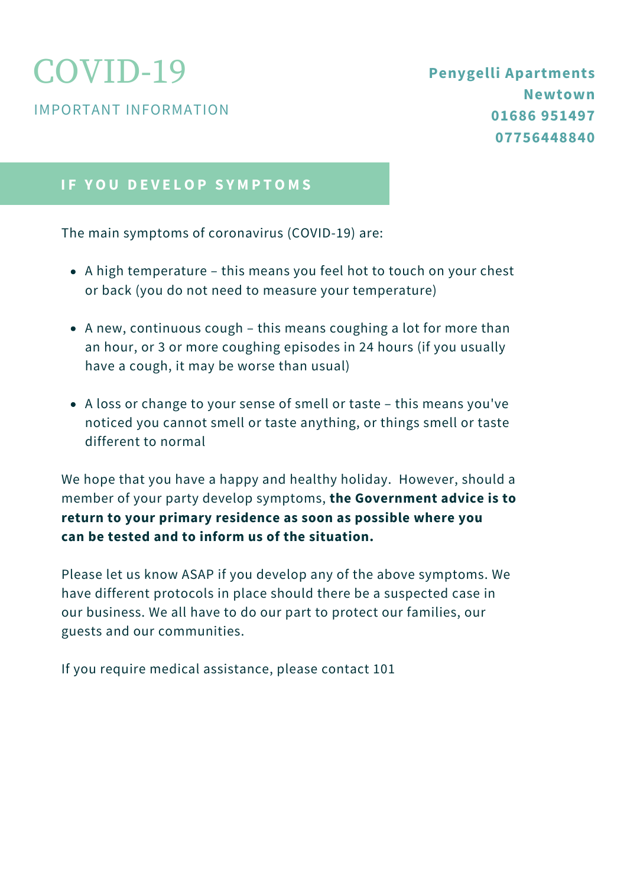# COVID-19

IMPORTANT INFORMATION

**Penygelli Apartments**
**Newtown**
**01686 951497**
**07756448840**

## IF YOU DEVELOP SYMPTOMS

The main symptoms of coronavirus (COVID-19) are:

- A high temperature – this means you feel hot to touch on your chest or back (you do not need to measure your temperature)
- A new, continuous cough – this means coughing a lot for more than an hour, or 3 or more coughing episodes in 24 hours (if you usually have a cough, it may be worse than usual)
- A loss or change to your sense of smell or taste – this means you've noticed you cannot smell or taste anything, or things smell or taste different to normal

We hope that you have a happy and healthy holiday. However, should a member of your party develop symptoms, **the Government advice is to return to your primary residence as soon as possible where you can be tested and to inform us of the situation.**

Please let us know ASAP if you develop any of the above symptoms. We have different protocols in place should there be a suspected case in our business. We all have to do our part to protect our families, our guests and our communities.

If you require medical assistance, please contact 101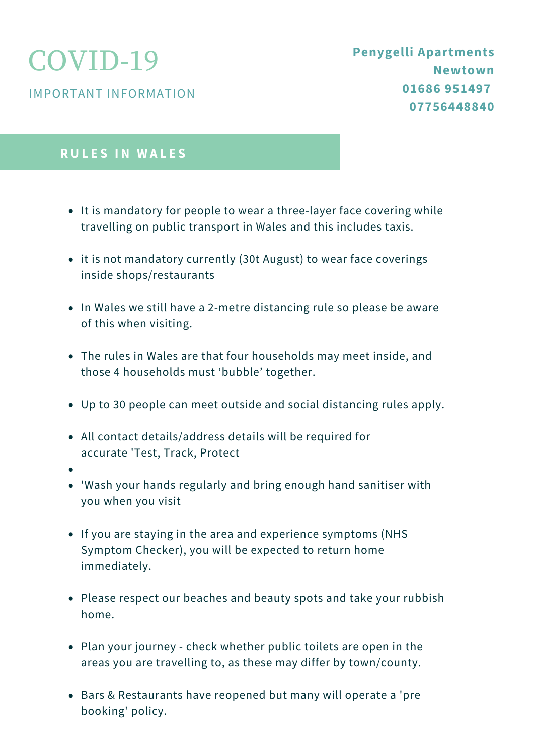# COVID-19

IMPORTANT INFORMATION

**Penygelli Apartments**
**Newtown**
**01686 951497**
**07756448840**

## RULES IN WALES

- It is mandatory for people to wear a three-layer face covering while travelling on public transport in Wales and this includes taxis.
- it is not mandatory currently (30t August) to wear face coverings inside shops/restaurants
- In Wales we still have a 2-metre distancing rule so please be aware of this when visiting.
- The rules in Wales are that four households may meet inside, and those 4 households must 'bubble' together.
- Up to 30 people can meet outside and social distancing rules apply.
- All contact details/address details will be required for accurate 'Test, Track, Protect
- 
- 'Wash your hands regularly and bring enough hand sanitiser with you when you visit
- If you are staying in the area and experience symptoms (NHS Symptom Checker), you will be expected to return home immediately.
- Please respect our beaches and beauty spots and take your rubbish home.
- Plan your journey - check whether public toilets are open in the areas you are travelling to, as these may differ by town/county.
- Bars & Restaurants have reopened but many will operate a 'pre booking' policy.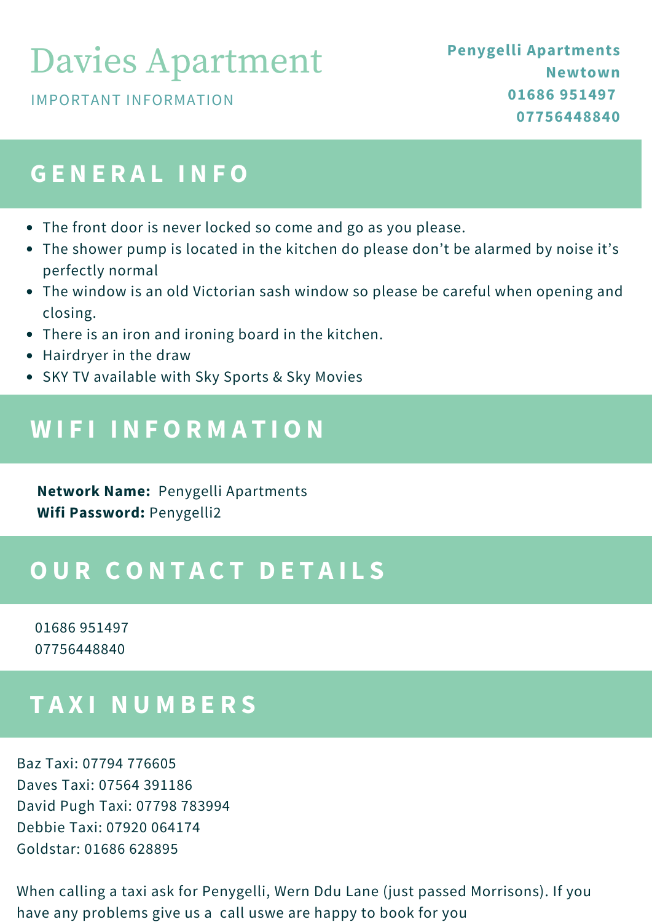# Davies Apartment

IMPORTANT INFORMATION

**Penygelli Apartments**
**Newtown**
**01686 951497**
**07756448840**

## GENERAL INFO

- The front door is never locked so come and go as you please.
- The shower pump is located in the kitchen do please don't be alarmed by noise it's perfectly normal
- The window is an old Victorian sash window so please be careful when opening and closing.
- There is an iron and ironing board in the kitchen.
- Hairdryer in the draw
- SKY TV available with Sky Sports & Sky Movies

## WIFI INFORMATION

**Network Name:** Penygelli Apartments
**Wifi Password:** Penygelli2

## OUR CONTACT DETAILS

01686 951497
07756448840

## TAXI NUMBERS

Baz Taxi: 07794 776605
Daves Taxi: 07564 391186
David Pugh Taxi: 07798 783994
Debbie Taxi: 07920 064174
Goldstar: 01686 628895

When calling a taxi ask for Penygelli, Wern Ddu Lane (just passed Morrisons). If you have any problems give us a call uswe are happy to book for you